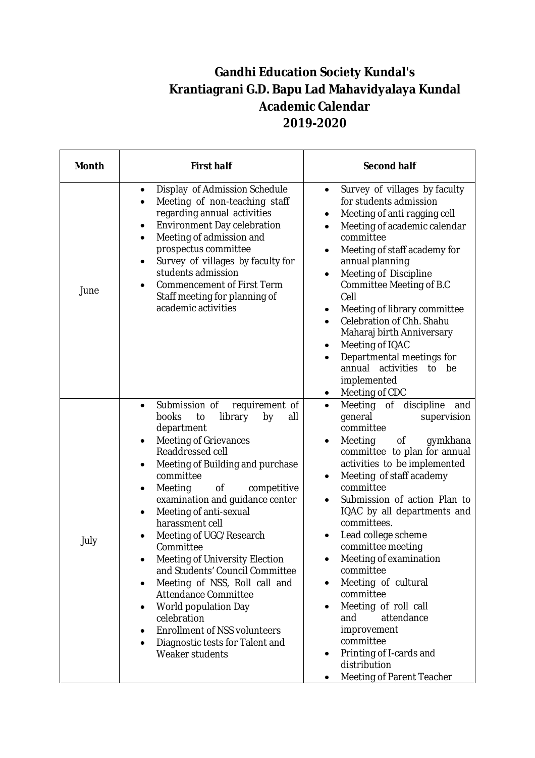# Gandhi Education Society Kundal's
# Krantiagrani G.D. Bapu Lad Mahavidyalaya Kundal
# Academic Calendar
# 2019-2020

| Month | First half | Second half |
|---|---|---|
| June | • Display of Admission Schedule<br>• Meeting of non-teaching staff regarding annual activities<br>• Environment Day celebration<br>• Meeting of admission and prospectus committee<br>• Survey of villages by faculty for students admission<br>• Commencement of First Term Staff meeting for planning of academic activities | • Survey of villages by faculty for students admission<br>• Meeting of anti ragging cell<br>• Meeting of academic calendar committee<br>• Meeting of staff academy for annual planning<br>• Meeting of Discipline Committee Meeting of B.C Cell<br>• Meeting of library committee<br>• Celebration of Chh. Shahu Maharaj birth Anniversary<br>• Meeting of IQAC<br>• Departmental meetings for annual activities to be implemented<br>• Meeting of CDC |
| July | • Submission of requirement of books to library by all department<br>• Meeting of Grievances Readdressed cell<br>• Meeting of Building and purchase committee<br>• Meeting of competitive examination and guidance center<br>• Meeting of anti-sexual harassment cell<br>• Meeting of UGC/Research Committee<br>• Meeting of University Election and Students' Council Committee<br>• Meeting of NSS, Roll call and Attendance Committee<br>• World population Day celebration<br>• Enrollment of NSS volunteers<br>• Diagnostic tests for Talent and Weaker students | • Meeting of discipline and general supervision committee<br>• Meeting of gymkhana committee to plan for annual activities to be implemented<br>• Meeting of staff academy committee<br>• Submission of action Plan to IQAC by all departments and committees.<br>• Lead college scheme committee meeting<br>• Meeting of examination committee<br>• Meeting of cultural committee<br>• Meeting of roll call and attendance improvement committee<br>• Printing of I-cards and distribution<br>• Meeting of Parent Teacher |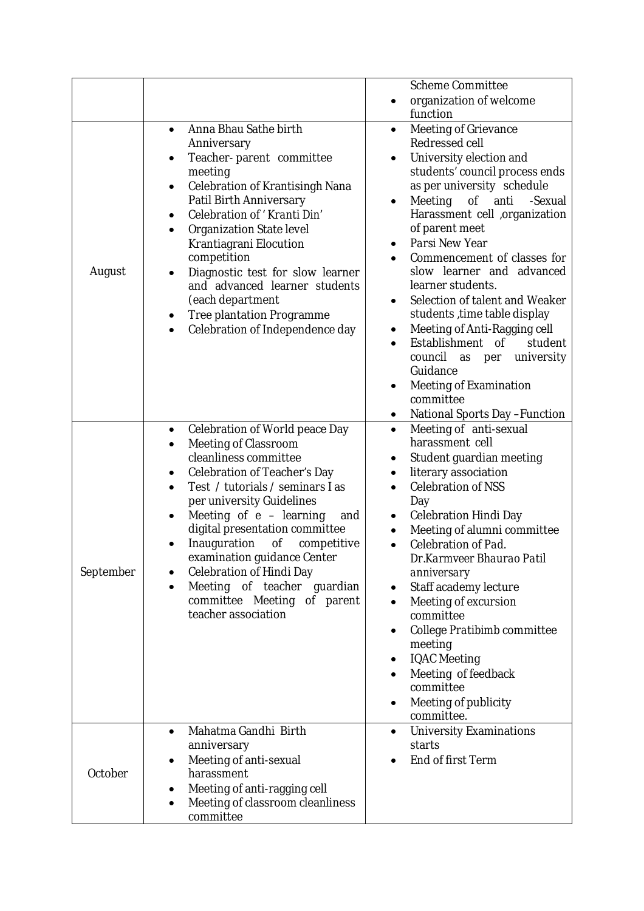| | | |
|---|---|---|
| | | Scheme Committee<br>• organization of welcome function |
| August | • Anna Bhau Sathe birth Anniversary<br>• Teacher- parent committee meeting<br>• Celebration of Krantisingh Nana Patil Birth Anniversary<br>• Celebration of ' Kranti Din'<br>• Organization State level Krantiagrani Elocution competition<br>• Diagnostic test for slow learner and advanced learner students (each department<br>• Tree plantation Programme<br>• Celebration of Independence day | • Meeting of Grievance Redressed cell<br>• University election and students' council process ends as per university schedule<br>• Meeting of anti -Sexual Harassment cell ,organization of parent meet<br>• Parsi New Year<br>• Commencement of classes for slow learner and advanced learner students.<br>• Selection of talent and Weaker students ,time table display<br>• Meeting of Anti-Ragging cell<br>• Establishment of student council as per university Guidance<br>• Meeting of Examination committee<br>• National Sports Day –Function |
| September | • Celebration of World peace Day<br>• Meeting of Classroom cleanliness committee<br>• Celebration of Teacher's Day<br>• Test / tutorials / seminars I as per university Guidelines<br>• Meeting of e – learning and digital presentation committee<br>• Inauguration of competitive examination guidance Center<br>• Celebration of Hindi Day<br>• Meeting of teacher guardian committee Meeting of parent teacher association | • Meeting of anti-sexual harassment cell<br>• Student guardian meeting<br>• literary association<br>• Celebration of NSS Day<br>• Celebration Hindi Day<br>• Meeting of alumni committee<br>• Celebration of Pad. Dr.Karmveer Bhaurao Patil anniversary<br>• Staff academy lecture<br>• Meeting of excursion committee<br>• College Pratibimb committee meeting<br>• IQAC Meeting<br>• Meeting of feedback committee<br>• Meeting of publicity committee. |
| October | • Mahatma Gandhi Birth anniversary<br>• Meeting of anti-sexual harassment<br>• Meeting of anti-ragging cell<br>• Meeting of classroom cleanliness committee | • University Examinations starts<br>• End of first Term |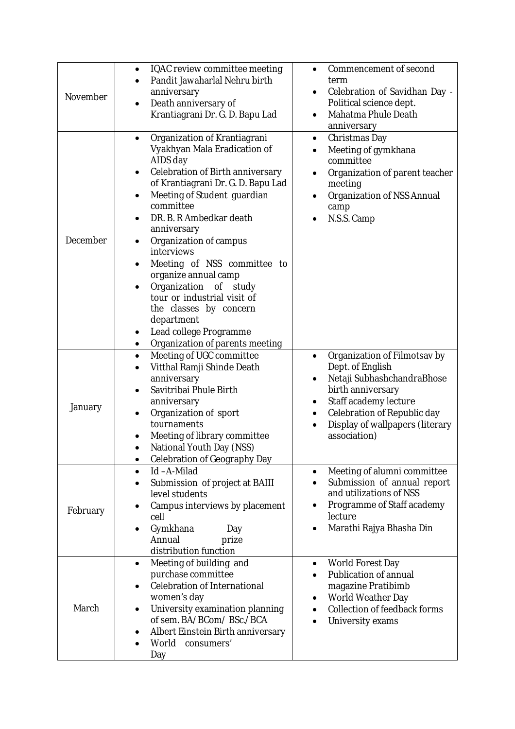| | | |
|---|---|---|
| November | • IQAC review committee meeting<br>• Pandit Jawaharlal Nehru birth anniversary<br>• Death anniversary of Krantiagrani Dr. G. D. Bapu Lad | • Commencement of second term<br>• Celebration of Savidhan Day - Political science dept.<br>• Mahatma Phule Death anniversary |
| December | • Organization of Krantiagrani Vyakhyan Mala Eradication of AIDS day<br>• Celebration of Birth anniversary of Krantiagrani Dr. G. D. Bapu Lad<br>• Meeting of Student guardian committee<br>• DR. B. R Ambedkar death anniversary<br>• Organization of campus interviews<br>• Meeting of NSS committee to organize annual camp<br>• Organization of study tour or industrial visit of the classes by concern department<br>• Lead college Programme<br>• Organization of parents meeting | • Christmas Day<br>• Meeting of gymkhana committee<br>• Organization of parent teacher meeting<br>• Organization of NSS Annual camp<br>• N.S.S. Camp |
| January | • Meeting of UGC committee<br>• Vitthal Ramji Shinde Death anniversary<br>• Savitribai Phule Birth anniversary<br>• Organization of sport tournaments<br>• Meeting of library committee<br>• National Youth Day (NSS)<br>• Celebration of Geography Day | • Organization of Filmotsav by Dept. of English<br>• Netaji SubhashchandraBhose birth anniversary<br>• Staff academy lecture<br>• Celebration of Republic day<br>• Display of wallpapers (literary association) |
| February | • Id –A-Milad<br>• Submission of project at BAIII level students<br>• Campus interviews by placement cell<br>• Gymkhana Day Annual prize distribution function | • Meeting of alumni committee<br>• Submission of annual report and utilizations of NSS<br>• Programme of Staff academy lecture<br>• Marathi Rajya Bhasha Din |
| March | • Meeting of building and purchase committee<br>• Celebration of International women's day<br>• University examination planning of sem. BA/ BCom/ BSc./BCA<br>• Albert Einstein Birth anniversary<br>• World consumers' Day | • World Forest Day<br>• Publication of annual magazine Pratibimb<br>• World Weather Day<br>• Collection of feedback forms<br>• University exams |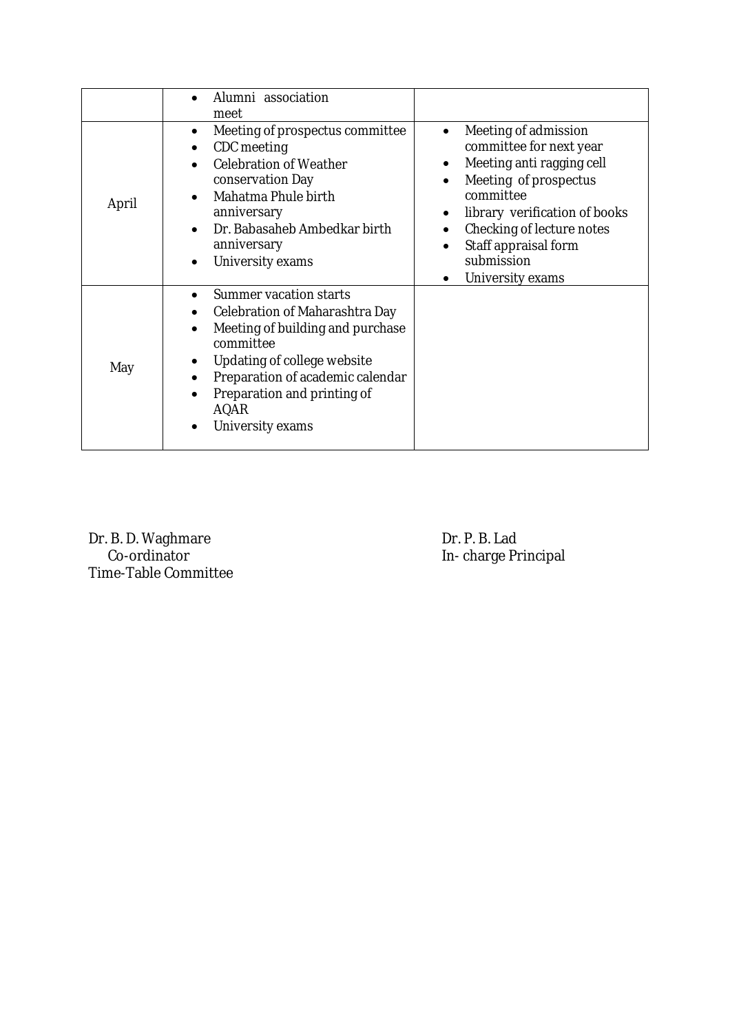| | | |
|---|---|---|
| | • Alumni association meet | |
| April | • Meeting of prospectus committee<br>• CDC meeting<br>• Celebration of Weather conservation Day<br>• Mahatma Phule birth anniversary<br>• Dr. Babasaheb Ambedkar birth anniversary<br>• University exams | • Meeting of admission committee for next year<br>• Meeting anti ragging cell<br>• Meeting of prospectus committee<br>• library verification of books<br>• Checking of lecture notes<br>• Staff appraisal form submission<br>• University exams |
| May | • Summer vacation starts<br>• Celebration of Maharashtra Day<br>• Meeting of building and purchase committee<br>• Updating of college website<br>• Preparation of academic calendar<br>• Preparation and printing of AQAR<br>• University exams | |

Dr. B. D. Waghmare
Co-ordinator
Time-Table Committee

Dr. P. B. Lad
In- charge Principal